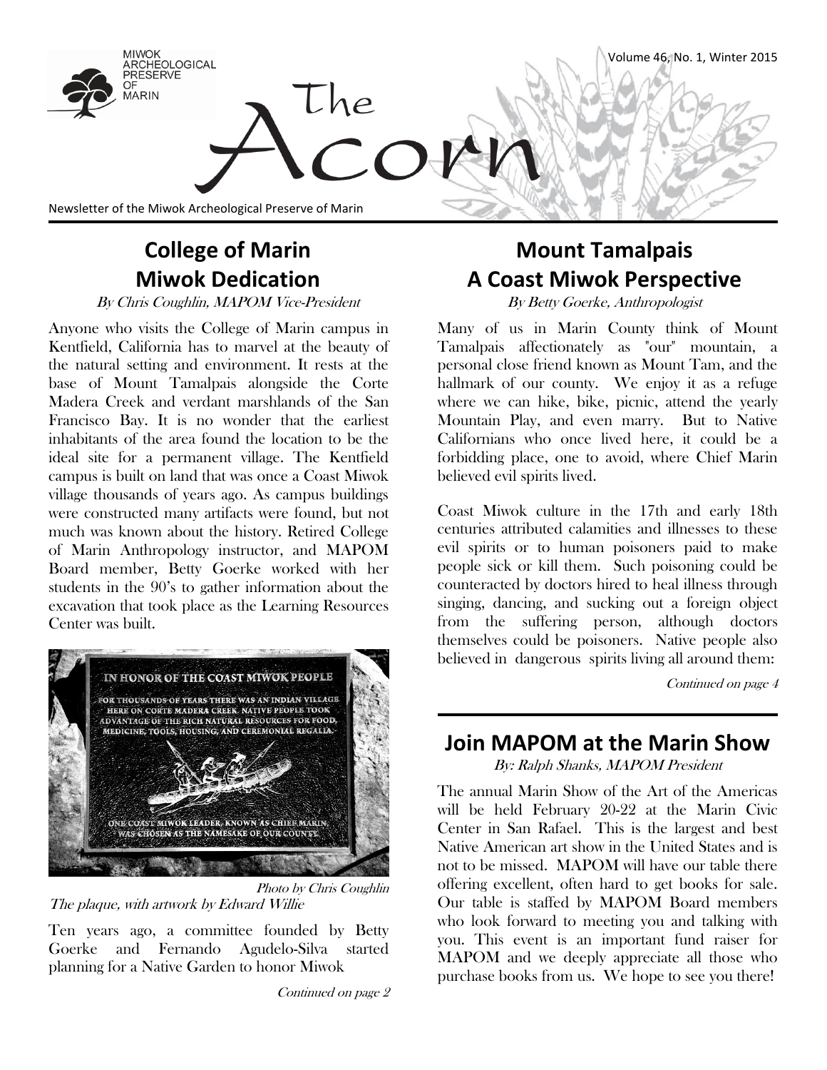MIWOK ARCHEOLOGICAL PRESERVE OF MARIN

Volume 46, No. 1, Winter 2015

# The Acorn

Newsletter of the Miwok Archeological Preserve of Marin

## College of Marin Miwok Dedication

*By Chris Coughlin, MAPOM Vice-President*

Anyone who visits the College of Marin campus in Kentfield, California has to marvel at the beauty of the natural setting and environment. It rests at the base of Mount Tamalpais alongside the Corte Madera Creek and verdant marshlands of the San Francisco Bay. It is no wonder that the earliest inhabitants of the area found the location to be the ideal site for a permanent village. The Kentfield campus is built on land that was once a Coast Miwok village thousands of years ago. As campus buildings were constructed many artifacts were found, but not much was known about the history. Retired College of Marin Anthropology instructor, and MAPOM Board member, Betty Goerke worked with her students in the 90's to gather information about the excavation that took place as the Learning Resources Center was built.

IN HONOR OF THE COAST MIWOK PEOPLE

FOR THOUSANDS OF YEARS THERE WAS AN INDIAN VILLAGE HERE ON CORTE MADERA CREEK. NATIVE PEOPLE TOOK ADVANTAGE OF THE RICH NATURAL RESOURCES FOR FOOD, MEDICINE, TOOLS, HOUSING, AND CEREMONIAL REGALIA.

ONE COAST MIWOK LEADER, KNOWN AS CHIEF MARIN, WAS CHOSEN AS THE NAMESAKE OF OUR COUNTY.

*Photo by Chris Coughlin*

*The plaque, with artwork by Edward Willie*

Ten years ago, a committee founded by Betty Goerke and Fernando Agudelo-Silva started planning for a Native Garden to honor Miwok

*Continued on page 2*

## Mount Tamalpais A Coast Miwok Perspective

*By Betty Goerke, Anthropologist*

Many of us in Marin County think of Mount Tamalpais affectionately as "our" mountain, a personal close friend known as Mount Tam, and the hallmark of our county. We enjoy it as a refuge where we can hike, bike, picnic, attend the yearly Mountain Play, and even marry. But to Native Californians who once lived here, it could be a forbidding place, one to avoid, where Chief Marin believed evil spirits lived.

Coast Miwok culture in the 17th and early 18th centuries attributed calamities and illnesses to these evil spirits or to human poisoners paid to make people sick or kill them. Such poisoning could be counteracted by doctors hired to heal illness through singing, dancing, and sucking out a foreign object from the suffering person, although doctors themselves could be poisoners. Native people also believed in dangerous spirits living all around them:

*Continued on page 4*

## Join MAPOM at the Marin Show

*By: Ralph Shanks, MAPOM President*

The annual Marin Show of the Art of the Americas will be held February 20-22 at the Marin Civic Center in San Rafael. This is the largest and best Native American art show in the United States and is not to be missed. MAPOM will have our table there offering excellent, often hard to get books for sale. Our table is staffed by MAPOM Board members who look forward to meeting you and talking with you. This event is an important fund raiser for MAPOM and we deeply appreciate all those who purchase books from us. We hope to see you there!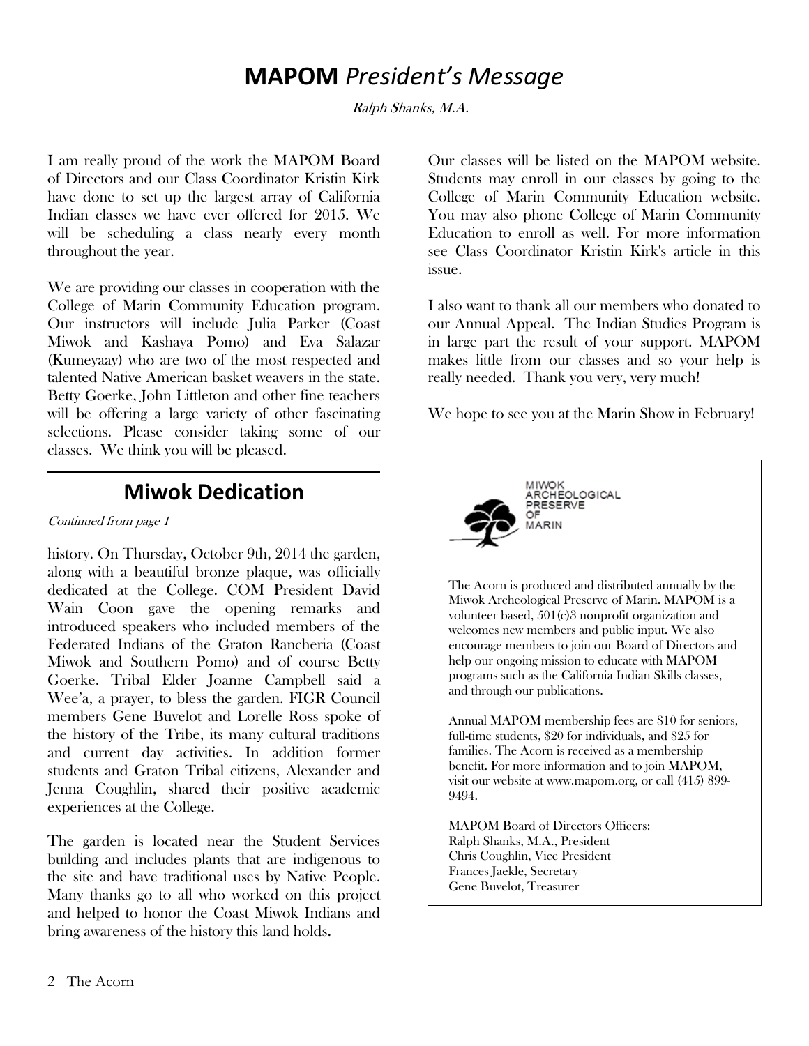# MAPOM *President's Message*

*Ralph Shanks, M.A.*

I am really proud of the work the MAPOM Board of Directors and our Class Coordinator Kristin Kirk have done to set up the largest array of California Indian classes we have ever offered for 2015. We will be scheduling a class nearly every month throughout the year.

We are providing our classes in cooperation with the College of Marin Community Education program. Our instructors will include Julia Parker (Coast Miwok and Kashaya Pomo) and Eva Salazar (Kumeyaay) who are two of the most respected and talented Native American basket weavers in the state. Betty Goerke, John Littleton and other fine teachers will be offering a large variety of other fascinating selections. Please consider taking some of our classes. We think you will be pleased.

Our classes will be listed on the MAPOM website. Students may enroll in our classes by going to the College of Marin Community Education website. You may also phone College of Marin Community Education to enroll as well. For more information see Class Coordinator Kristin Kirk's article in this issue.

I also want to thank all our members who donated to our Annual Appeal. The Indian Studies Program is in large part the result of your support. MAPOM makes little from our classes and so your help is really needed. Thank you very, very much!

We hope to see you at the Marin Show in February!

## Miwok Dedication

*Continued from page 1*

history. On Thursday, October 9th, 2014 the garden, along with a beautiful bronze plaque, was officially dedicated at the College. COM President David Wain Coon gave the opening remarks and introduced speakers who included members of the Federated Indians of the Graton Rancheria (Coast Miwok and Southern Pomo) and of course Betty Goerke. Tribal Elder Joanne Campbell said a Wee'a, a prayer, to bless the garden. FIGR Council members Gene Buvelot and Lorelle Ross spoke of the history of the Tribe, its many cultural traditions and current day activities. In addition former students and Graton Tribal citizens, Alexander and Jenna Coughlin, shared their positive academic experiences at the College.

The garden is located near the Student Services building and includes plants that are indigenous to the site and have traditional uses by Native People. Many thanks go to all who worked on this project and helped to honor the Coast Miwok Indians and bring awareness of the history this land holds.

---

MIWOK ARCHEOLOGICAL PRESERVE OF MARIN

The Acorn is produced and distributed annually by the Miwok Archeological Preserve of Marin. MAPOM is a volunteer based, 501(c)3 nonprofit organization and welcomes new members and public input. We also encourage members to join our Board of Directors and help our ongoing mission to educate with MAPOM programs such as the California Indian Skills classes, and through our publications.

Annual MAPOM membership fees are $10 for seniors, full-time students, $20 for individuals, and $25 for families. The Acorn is received as a membership benefit. For more information and to join MAPOM, visit our website at www.mapom.org, or call (415) 899-9494.

MAPOM Board of Directors Officers:
Ralph Shanks, M.A., President
Chris Coughlin, Vice President
Frances Jaekle, Secretary
Gene Buvelot, Treasurer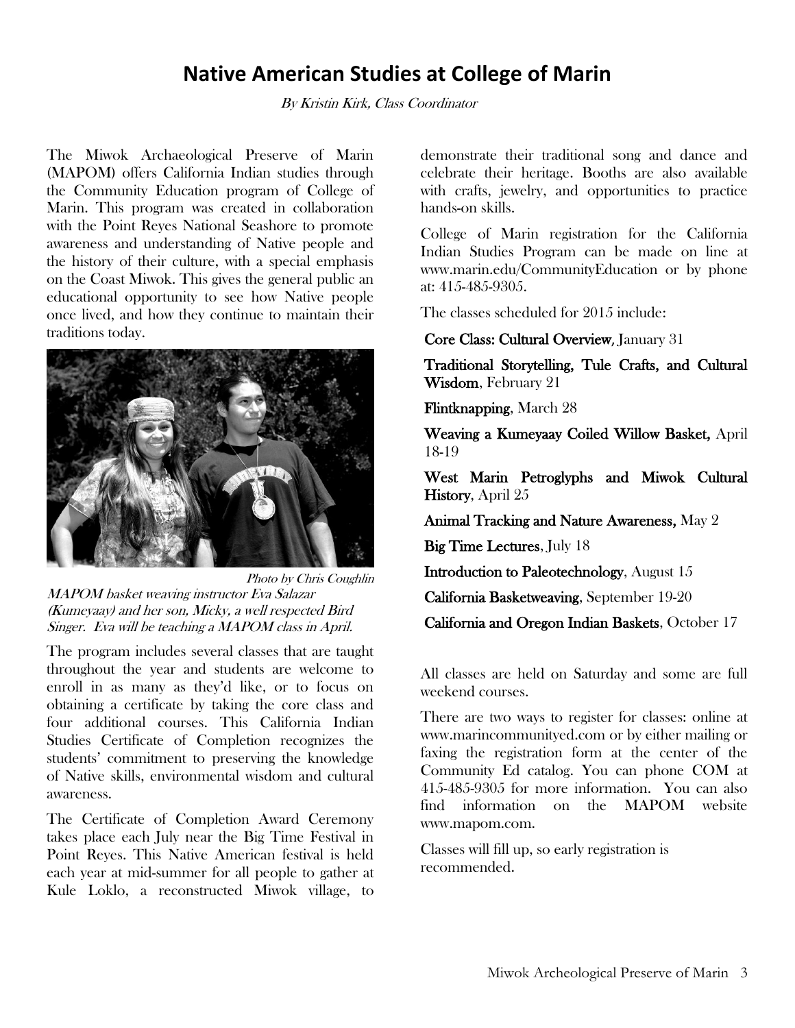# Native American Studies at College of Marin

*By Kristin Kirk, Class Coordinator*

The Miwok Archaeological Preserve of Marin (MAPOM) offers California Indian studies through the Community Education program of College of Marin. This program was created in collaboration with the Point Reyes National Seashore to promote awareness and understanding of Native people and the history of their culture, with a special emphasis on the Coast Miwok. This gives the general public an educational opportunity to see how Native people once lived, and how they continue to maintain their traditions today.

*Photo by Chris Coughlin*

*MAPOM basket weaving instructor Eva Salazar (Kumeyaay) and her son, Micky, a well respected Bird Singer. Eva will be teaching a MAPOM class in April.*

The program includes several classes that are taught throughout the year and students are welcome to enroll in as many as they'd like, or to focus on obtaining a certificate by taking the core class and four additional courses. This California Indian Studies Certificate of Completion recognizes the students' commitment to preserving the knowledge of Native skills, environmental wisdom and cultural awareness.

The Certificate of Completion Award Ceremony takes place each July near the Big Time Festival in Point Reyes. This Native American festival is held each year at mid-summer for all people to gather at Kule Loklo, a reconstructed Miwok village, to demonstrate their traditional song and dance and celebrate their heritage. Booths are also available with crafts, jewelry, and opportunities to practice hands-on skills.

College of Marin registration for the California Indian Studies Program can be made on line at www.marin.edu/CommunityEducation or by phone at: 415-485-9305.

The classes scheduled for 2015 include:

**Core Class: Cultural Overview**, January 31

**Traditional Storytelling, Tule Crafts, and Cultural Wisdom**, February 21

**Flintknapping**, March 28

**Weaving a Kumeyaay Coiled Willow Basket,** April 18-19

**West Marin Petroglyphs and Miwok Cultural History**, April 25

**Animal Tracking and Nature Awareness,** May 2

**Big Time Lectures**, July 18

**Introduction to Paleotechnology**, August 15

**California Basketweaving**, September 19-20

**California and Oregon Indian Baskets**, October 17

All classes are held on Saturday and some are full weekend courses.

There are two ways to register for classes: online at www.marincommunityed.com or by either mailing or faxing the registration form at the center of the Community Ed catalog. You can phone COM at 415-485-9305 for more information. You can also find information on the MAPOM website www.mapom.com.

Classes will fill up, so early registration is recommended.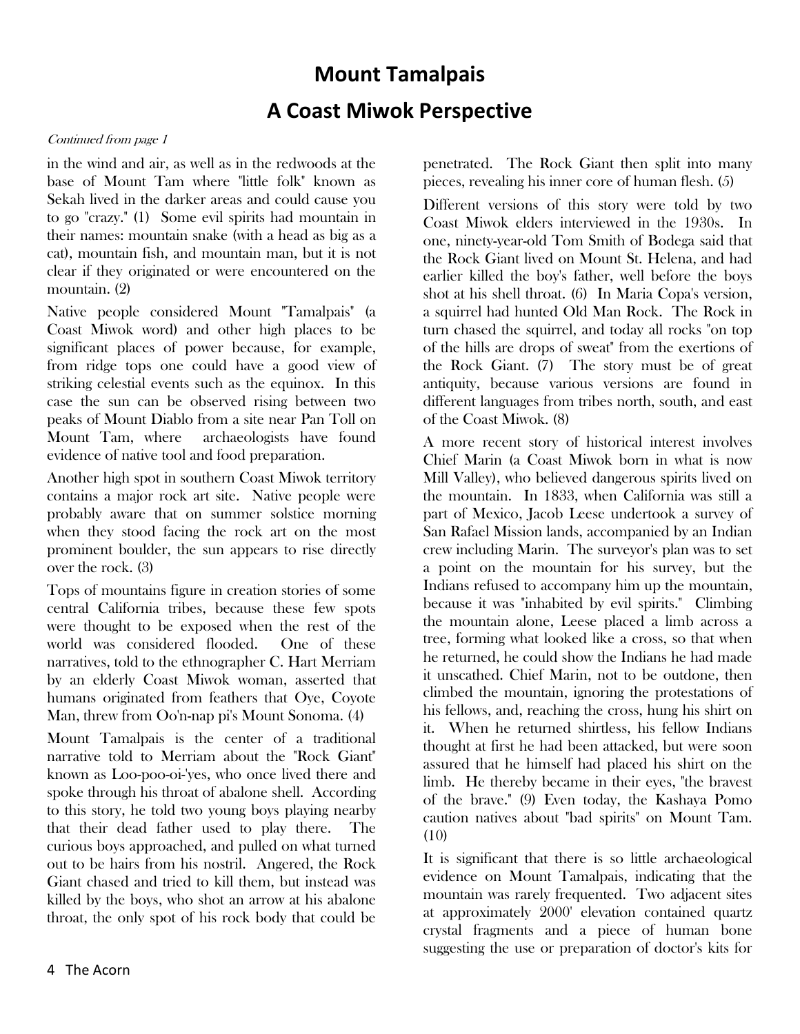# Mount Tamalpais

## A Coast Miwok Perspective

*Continued from page 1*

in the wind and air, as well as in the redwoods at the base of Mount Tam where "little folk" known as Sekah lived in the darker areas and could cause you to go "crazy." (1) Some evil spirits had mountain in their names: mountain snake (with a head as big as a cat), mountain fish, and mountain man, but it is not clear if they originated or were encountered on the mountain. (2)

Native people considered Mount "Tamalpais" (a Coast Miwok word) and other high places to be significant places of power because, for example, from ridge tops one could have a good view of striking celestial events such as the equinox. In this case the sun can be observed rising between two peaks of Mount Diablo from a site near Pan Toll on Mount Tam, where archaeologists have found evidence of native tool and food preparation.

Another high spot in southern Coast Miwok territory contains a major rock art site. Native people were probably aware that on summer solstice morning when they stood facing the rock art on the most prominent boulder, the sun appears to rise directly over the rock. (3)

Tops of mountains figure in creation stories of some central California tribes, because these few spots were thought to be exposed when the rest of the world was considered flooded. One of these narratives, told to the ethnographer C. Hart Merriam by an elderly Coast Miwok woman, asserted that humans originated from feathers that Oye, Coyote Man, threw from Oo'n-nap pi's Mount Sonoma. (4)

Mount Tamalpais is the center of a traditional narrative told to Merriam about the "Rock Giant" known as Loo-poo-oi-'yes, who once lived there and spoke through his throat of abalone shell. According to this story, he told two young boys playing nearby that their dead father used to play there. The curious boys approached, and pulled on what turned out to be hairs from his nostril. Angered, the Rock Giant chased and tried to kill them, but instead was killed by the boys, who shot an arrow at his abalone throat, the only spot of his rock body that could be penetrated. The Rock Giant then split into many pieces, revealing his inner core of human flesh. (5)

Different versions of this story were told by two Coast Miwok elders interviewed in the 1930s. In one, ninety-year-old Tom Smith of Bodega said that the Rock Giant lived on Mount St. Helena, and had earlier killed the boy's father, well before the boys shot at his shell throat. (6) In Maria Copa's version, a squirrel had hunted Old Man Rock. The Rock in turn chased the squirrel, and today all rocks "on top of the hills are drops of sweat" from the exertions of the Rock Giant. (7) The story must be of great antiquity, because various versions are found in different languages from tribes north, south, and east of the Coast Miwok. (8)

A more recent story of historical interest involves Chief Marin (a Coast Miwok born in what is now Mill Valley), who believed dangerous spirits lived on the mountain. In 1833, when California was still a part of Mexico, Jacob Leese undertook a survey of San Rafael Mission lands, accompanied by an Indian crew including Marin. The surveyor's plan was to set a point on the mountain for his survey, but the Indians refused to accompany him up the mountain, because it was "inhabited by evil spirits." Climbing the mountain alone, Leese placed a limb across a tree, forming what looked like a cross, so that when he returned, he could show the Indians he had made it unscathed. Chief Marin, not to be outdone, then climbed the mountain, ignoring the protestations of his fellows, and, reaching the cross, hung his shirt on it. When he returned shirtless, his fellow Indians thought at first he had been attacked, but were soon assured that he himself had placed his shirt on the limb. He thereby became in their eyes, "the bravest of the brave." (9) Even today, the Kashaya Pomo caution natives about "bad spirits" on Mount Tam. (10)

It is significant that there is so little archaeological evidence on Mount Tamalpais, indicating that the mountain was rarely frequented. Two adjacent sites at approximately 2000' elevation contained quartz crystal fragments and a piece of human bone suggesting the use or preparation of doctor's kits for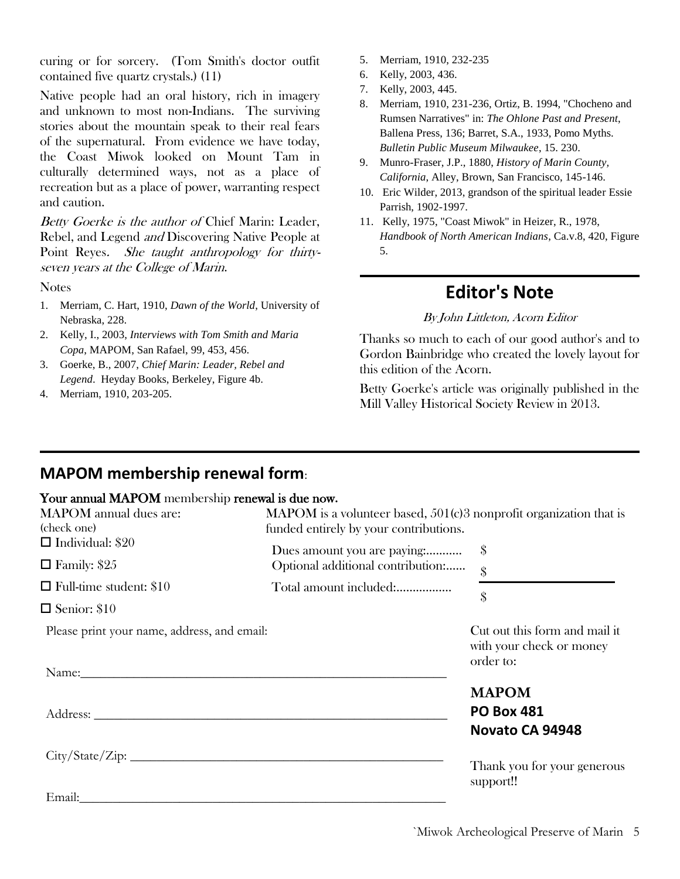curing or for sorcery. (Tom Smith's doctor outfit contained five quartz crystals.) (11)

Native people had an oral history, rich in imagery and unknown to most non-Indians. The surviving stories about the mountain speak to their real fears of the supernatural. From evidence we have today, the Coast Miwok looked on Mount Tam in culturally determined ways, not as a place of recreation but as a place of power, warranting respect and caution.

*Betty Goerke is the author of* Chief Marin: Leader, Rebel, and Legend *and* Discovering Native People at Point Reyes. *She taught anthropology for thirty-seven years at the College of Marin.*

Notes

1. Merriam, C. Hart, 1910, *Dawn of the World*, University of Nebraska, 228.
2. Kelly, I., 2003, *Interviews with Tom Smith and Maria Copa*, MAPOM, San Rafael, 99, 453, 456.
3. Goerke, B., 2007, *Chief Marin: Leader, Rebel and Legend*. Heyday Books, Berkeley, Figure 4b.
4. Merriam, 1910, 203-205.
5. Merriam, 1910, 232-235
6. Kelly, 2003, 436.
7. Kelly, 2003, 445.
8. Merriam, 1910, 231-236, Ortiz, B. 1994, "Chocheno and Rumsen Narratives" in: *The Ohlone Past and Present*, Ballena Press, 136; Barret, S.A., 1933, Pomo Myths. *Bulletin Public Museum Milwaukee*, 15. 230.
9. Munro-Fraser, J.P., 1880, *History of Marin County, California*, Alley, Brown, San Francisco, 145-146.
10. Eric Wilder, 2013, grandson of the spiritual leader Essie Parrish, 1902-1997.
11. Kelly, 1975, "Coast Miwok" in Heizer, R., 1978, *Handbook of North American Indians*, Ca.v.8, 420, Figure 5.

## Editor's Note

*By John Littleton, Acorn Editor*

Thanks so much to each of our good author's and to Gordon Bainbridge who created the lovely layout for this edition of the Acorn.

Betty Goerke's article was originally published in the Mill Valley Historical Society Review in 2013.

## MAPOM membership renewal form:

**Your annual MAPOM** membership **renewal is due now.**

MAPOM annual dues are:
(check one)

- ☐ Individual: $20
- ☐ Family: $25
- ☐ Full-time student: $10
- ☐ Senior: $10

MAPOM is a volunteer based, 501(c)3 nonprofit organization that is funded entirely by your contributions.

Dues amount you are paying:........... $

Optional additional contribution:...... $

Total amount included:................. $

Please print your name, address, and email:

Name:\_\_\_\_\_\_\_\_\_\_\_\_\_\_\_\_\_\_\_\_\_\_\_\_\_\_\_\_\_\_\_\_\_\_\_\_\_\_\_\_

Address: \_\_\_\_\_\_\_\_\_\_\_\_\_\_\_\_\_\_\_\_\_\_\_\_\_\_\_\_\_\_\_\_\_\_\_\_\_\_

City/State/Zip: \_\_\_\_\_\_\_\_\_\_\_\_\_\_\_\_\_\_\_\_\_\_\_\_\_\_\_\_\_\_\_\_\_

Email:\_\_\_\_\_\_\_\_\_\_\_\_\_\_\_\_\_\_\_\_\_\_\_\_\_\_\_\_\_\_\_\_\_\_\_\_\_\_\_\_

Cut out this form and mail it with your check or money order to:

**MAPOM**
**PO Box 481**
**Novato CA 94948**

Thank you for your generous support!!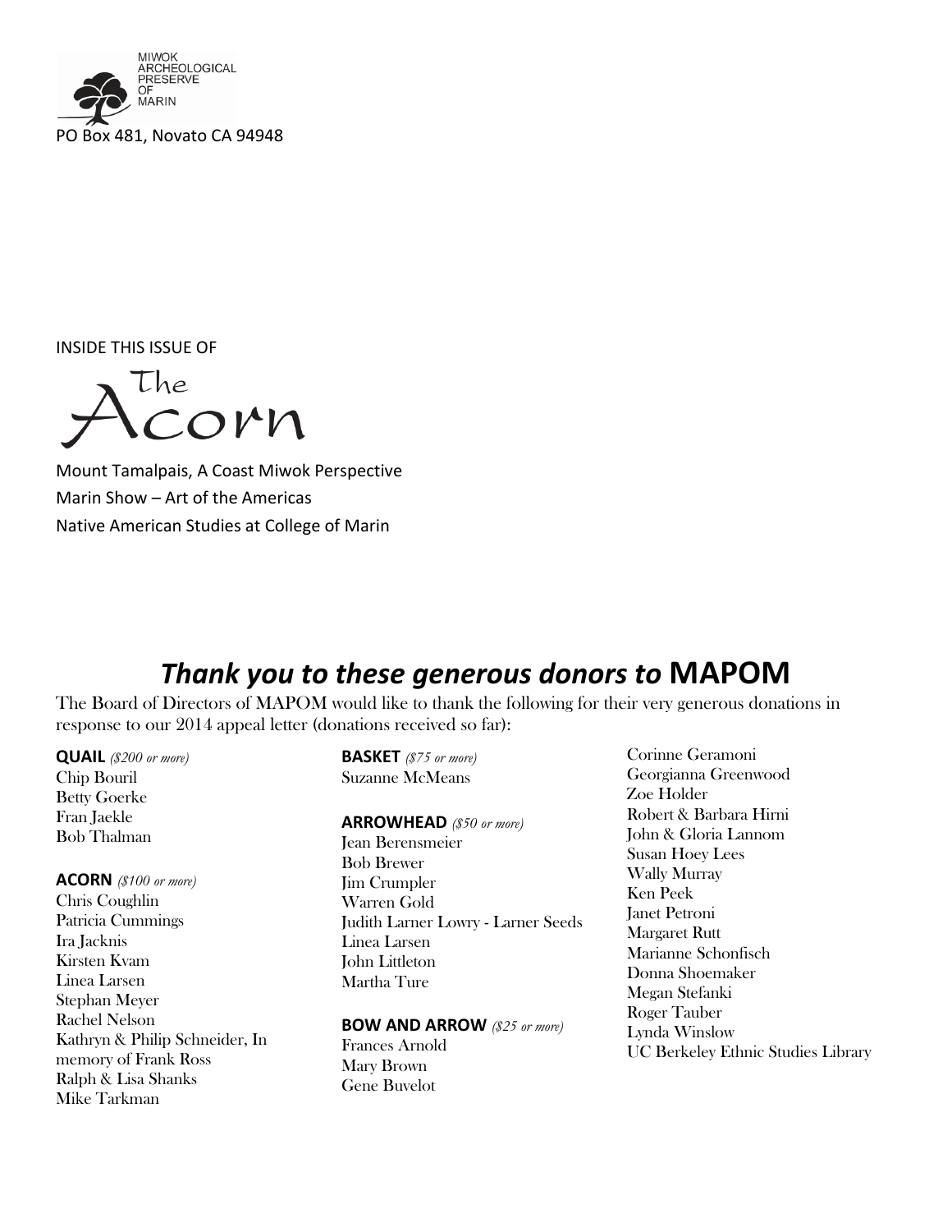MIWOK ARCHEOLOGICAL PRESERVE OF MARIN

PO Box 481, Novato CA 94948

INSIDE THIS ISSUE OF

The Acorn

Mount Tamalpais, A Coast Miwok Perspective
Marin Show – Art of the Americas
Native American Studies at College of Marin

# *Thank you to these generous donors to* **MAPOM**

The Board of Directors of MAPOM would like to thank the following for their very generous donations in response to our 2014 appeal letter (donations received so far):

**QUAIL** *($200 or more)*
Chip Bouril
Betty Goerke
Fran Jaekle
Bob Thalman

**ACORN** *($100 or more)*
Chris Coughlin
Patricia Cummings
Ira Jacknis
Kirsten Kvam
Linea Larsen
Stephan Meyer
Rachel Nelson
Kathryn & Philip Schneider, In memory of Frank Ross
Ralph & Lisa Shanks
Mike Tarkman

**BASKET** *($75 or more)*
Suzanne McMeans

**ARROWHEAD** *($50 or more)*
Jean Berensmeier
Bob Brewer
Jim Crumpler
Warren Gold
Judith Larner Lowry - Larner Seeds
Linea Larsen
John Littleton
Martha Ture

**BOW AND ARROW** *($25 or more)*
Frances Arnold
Mary Brown
Gene Buvelot
Corinne Geramoni
Georgianna Greenwood
Zoe Holder
Robert & Barbara Hirni
John & Gloria Lannom
Susan Hoey Lees
Wally Murray
Ken Peek
Janet Petroni
Margaret Rutt
Marianne Schonfisch
Donna Shoemaker
Megan Stefanki
Roger Tauber
Lynda Winslow
UC Berkeley Ethnic Studies Library